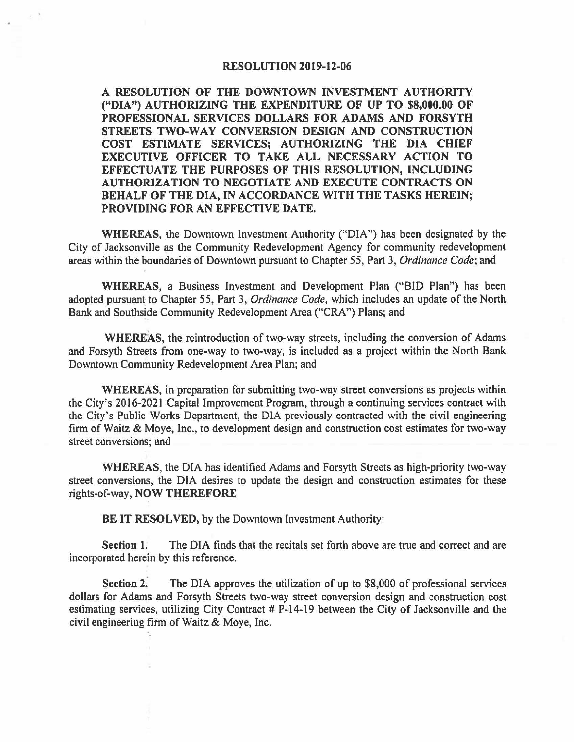# RESOLUTION 2019-12-06

**A RESOLUTION OF THE DOWNTOWN INVESTMENT AUTHORITY ("DIA") AUTHORIZING THE EXPENDITURE OF UP TO $8,000.00 OF PROFESSIONAL SERVICES DOLLARS FOR ADAMS AND FORSYTH STREETS TWO-WAY CONVERSION DESIGN AND CONSTRUCTION COST ESTIMATE SERVICES; AUTHORIZING THE DIA CHIEF EXECUTIVE OFFICER TO TAKE ALL NECESSARY ACTION TO EFFECTUATE THE PURPOSES OF THIS RESOLUTION, INCLUDING AUTHORIZATION TO NEGOTIATE AND EXECUTE CONTRACTS ON BEHALF OF THE DIA, IN ACCORDANCE WITH THE TASKS HEREIN; PROVIDING FOR AN EFFECTIVE DATE.**

**WHEREAS**, the Downtown Investment Authority ("DIA") has been designated by the City of Jacksonville as the Community Redevelopment Agency for community redevelopment areas within the boundaries of Downtown pursuant to Chapter 55, Part 3, *Ordinance Code*; and

**WHEREAS**, a Business Investment and Development Plan ("BID Plan") has been adopted pursuant to Chapter 55, Part 3, *Ordinance Code*, which includes an update of the North Bank and Southside Community Redevelopment Area ("CRA") Plans; and

**WHEREAS**, the reintroduction of two-way streets, including the conversion of Adams and Forsyth Streets from one-way to two-way, is included as a project within the North Bank Downtown Community Redevelopment Area Plan; and

**WHEREAS**, in preparation for submitting two-way street conversions as projects within the City's 2016-2021 Capital Improvement Program, through a continuing services contract with the City's Public Works Department, the DIA previously contracted with the civil engineering firm of Waitz & Moye, Inc., to development design and construction cost estimates for two-way street conversions; and

**WHEREAS**, the DIA has identified Adams and Forsyth Streets as high-priority two-way street conversions, the DIA desires to update the design and construction estimates for these rights-of-way, **NOW THEREFORE**

**BE IT RESOLVED**, by the Downtown Investment Authority:

**Section 1.** The DIA finds that the recitals set forth above are true and correct and are incorporated herein by this reference.

**Section 2.** The DIA approves the utilization of up to $8,000 of professional services dollars for Adams and Forsyth Streets two-way street conversion design and construction cost estimating services, utilizing City Contract # P-14-19 between the City of Jacksonville and the civil engineering firm of Waitz & Moye, Inc.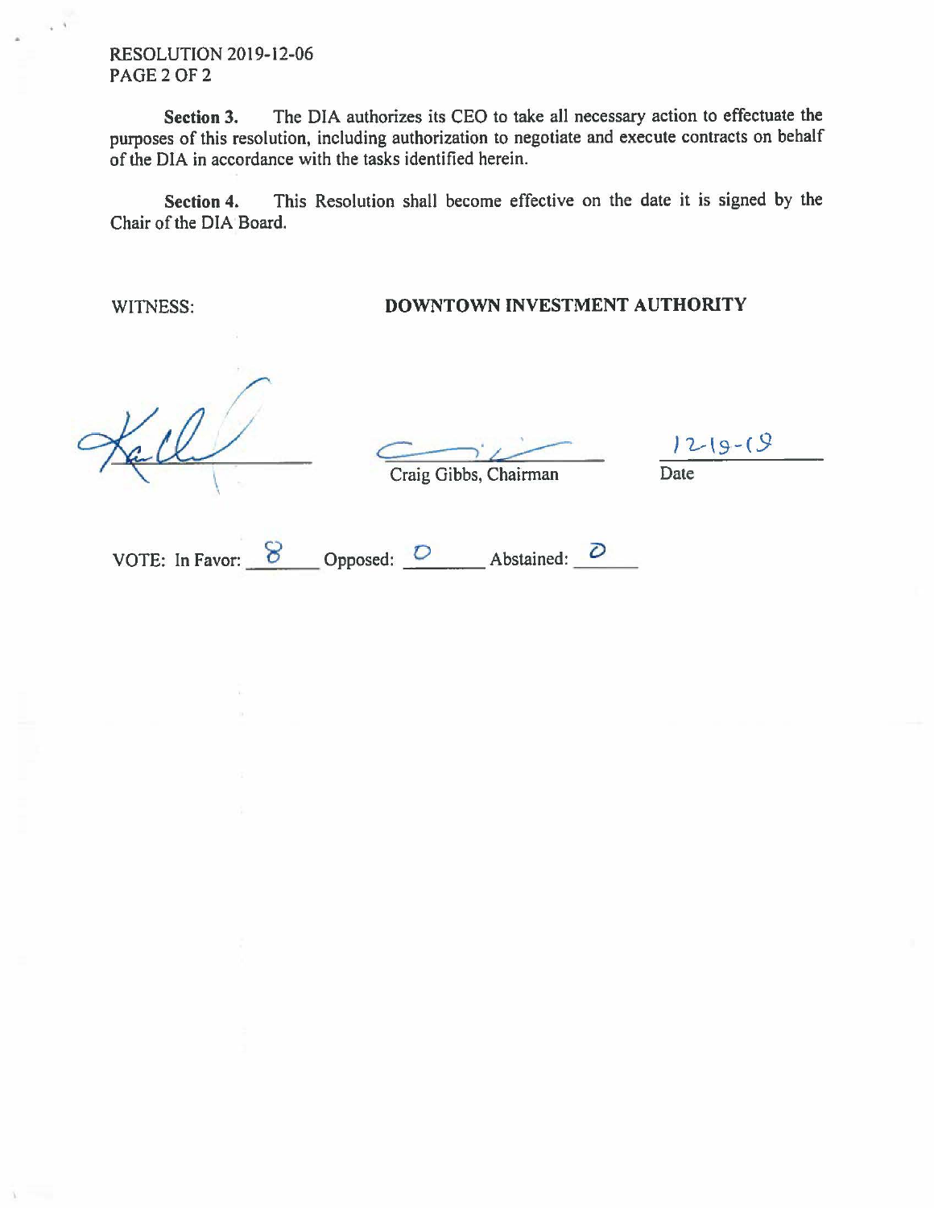RESOLUTION 2019-12-06
PAGE 2 OF 2

**Section 3.** The DIA authorizes its CEO to take all necessary action to effectuate the purposes of this resolution, including authorization to negotiate and execute contracts on behalf of the DIA in accordance with the tasks identified herein.

**Section 4.** This Resolution shall become effective on the date it is signed by the Chair of the DIA Board.

WITNESS:

**DOWNTOWN INVESTMENT AUTHORITY**

Craig Gibbs, Chairman

12-19-19
Date

VOTE: In Favor: 8 Opposed: 0 Abstained: 0